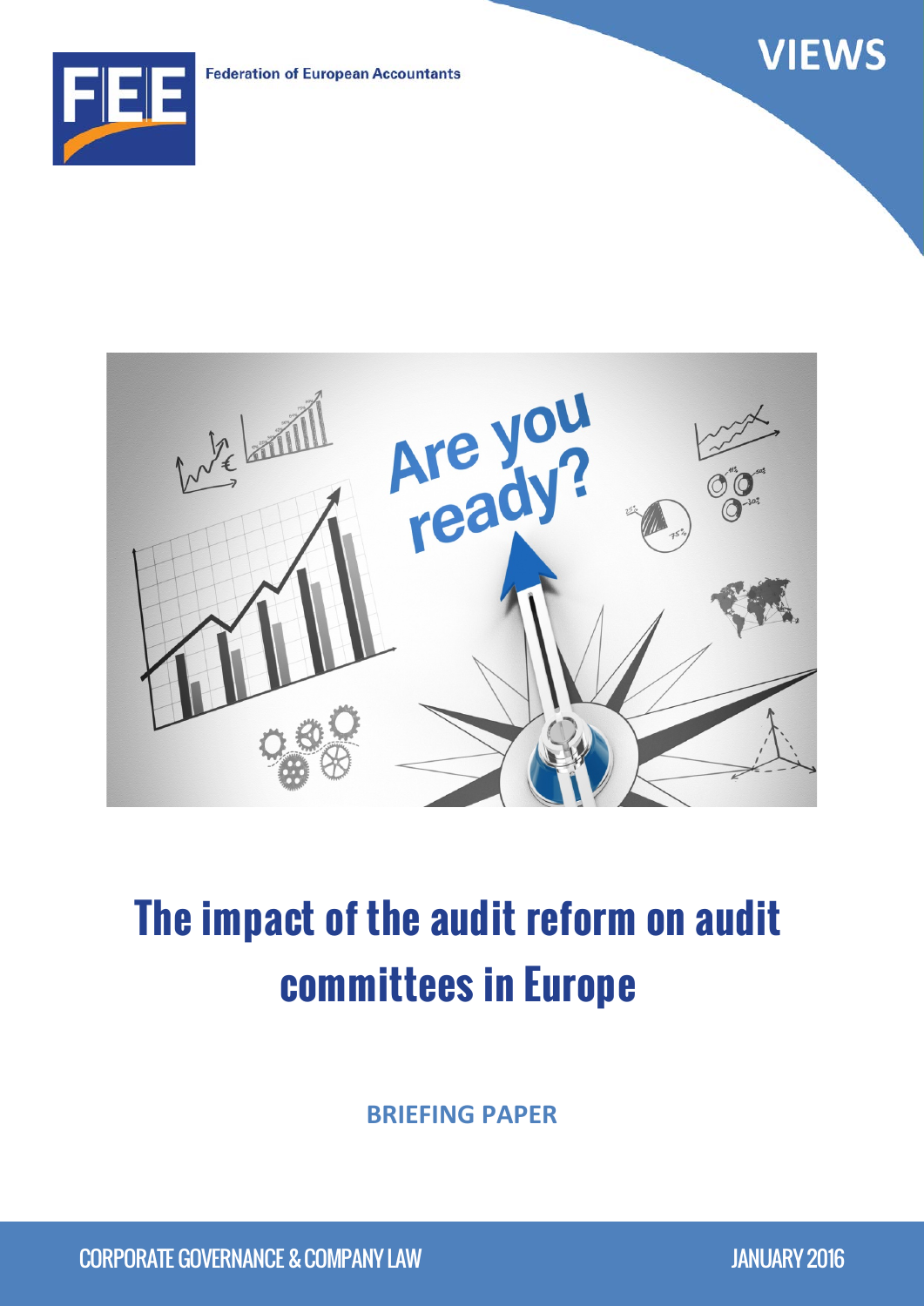Federation of European Accountants

VIEWS

# The impact of the audit reform on audit committees in Europe

**BRIEFING PAPER**

CORPORATE GOVERNANCE & COMPANY LAW

JANUARY 2016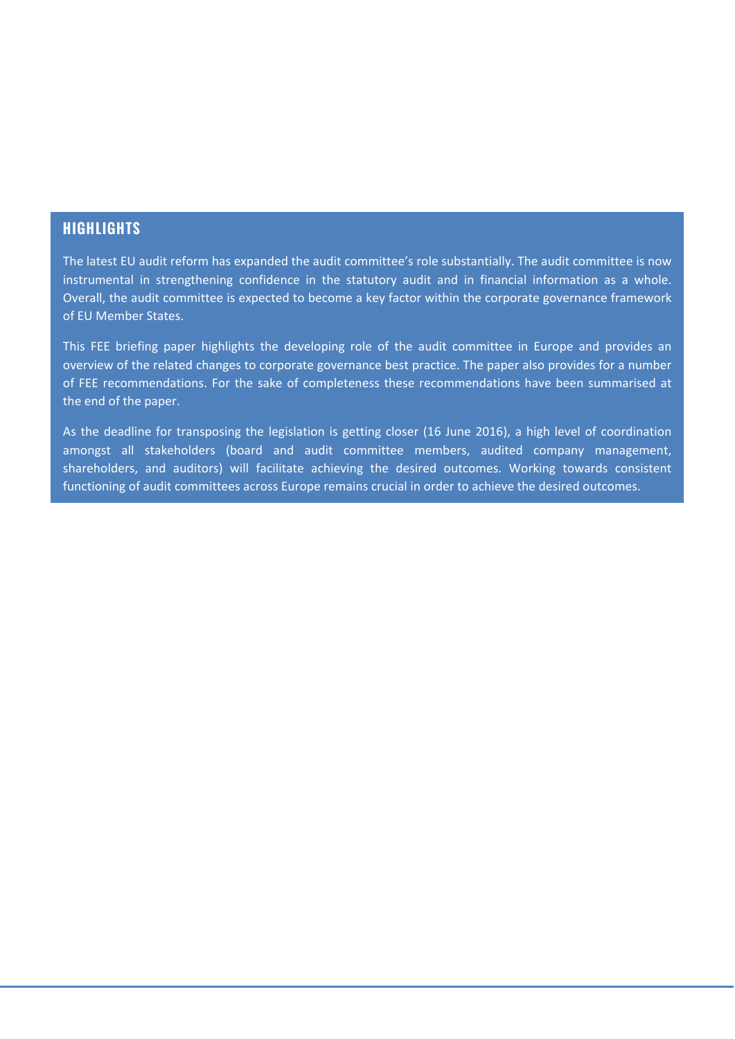## HIGHLIGHTS

The latest EU audit reform has expanded the audit committee's role substantially. The audit committee is now instrumental in strengthening confidence in the statutory audit and in financial information as a whole. Overall, the audit committee is expected to become a key factor within the corporate governance framework of EU Member States.

This FEE briefing paper highlights the developing role of the audit committee in Europe and provides an overview of the related changes to corporate governance best practice. The paper also provides for a number of FEE recommendations. For the sake of completeness these recommendations have been summarised at the end of the paper.

As the deadline for transposing the legislation is getting closer (16 June 2016), a high level of coordination amongst all stakeholders (board and audit committee members, audited company management, shareholders, and auditors) will facilitate achieving the desired outcomes. Working towards consistent functioning of audit committees across Europe remains crucial in order to achieve the desired outcomes.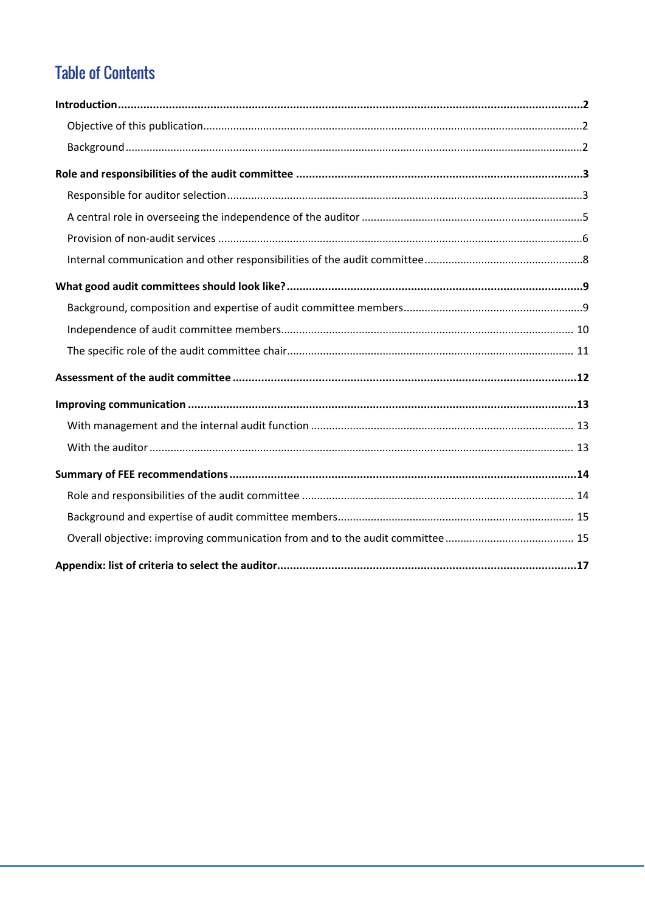# Table of Contents

**Introduction** ..... **2**

- Objective of this publication ..... 2
- Background ..... 2

**Role and responsibilities of the audit committee** ..... **3**

- Responsible for auditor selection ..... 3
- A central role in overseeing the independence of the auditor ..... 5
- Provision of non-audit services ..... 6
- Internal communication and other responsibilities of the audit committee ..... 8

**What good audit committees should look like?** ..... **9**

- Background, composition and expertise of audit committee members ..... 9
- Independence of audit committee members ..... 10
- The specific role of the audit committee chair ..... 11

**Assessment of the audit committee** ..... **12**

**Improving communication** ..... **13**

- With management and the internal audit function ..... 13
- With the auditor ..... 13

**Summary of FEE recommendations** ..... **14**

- Role and responsibilities of the audit committee ..... 14
- Background and expertise of audit committee members ..... 15
- Overall objective: improving communication from and to the audit committee ..... 15

**Appendix: list of criteria to select the auditor** ..... **17**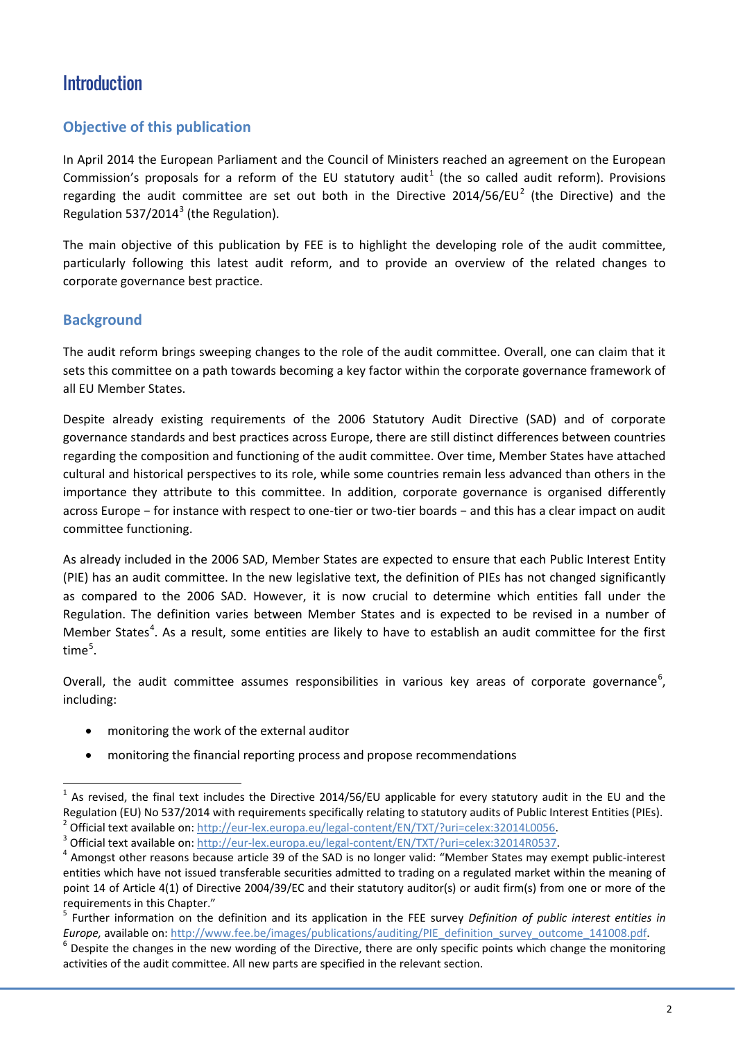# Introduction

## Objective of this publication

In April 2014 the European Parliament and the Council of Ministers reached an agreement on the European Commission's proposals for a reform of the EU statutory audit[1] (the so called audit reform). Provisions regarding the audit committee are set out both in the Directive 2014/56/EU[2] (the Directive) and the Regulation 537/2014[3] (the Regulation).

The main objective of this publication by FEE is to highlight the developing role of the audit committee, particularly following this latest audit reform, and to provide an overview of the related changes to corporate governance best practice.

## Background

The audit reform brings sweeping changes to the role of the audit committee. Overall, one can claim that it sets this committee on a path towards becoming a key factor within the corporate governance framework of all EU Member States.

Despite already existing requirements of the 2006 Statutory Audit Directive (SAD) and of corporate governance standards and best practices across Europe, there are still distinct differences between countries regarding the composition and functioning of the audit committee. Over time, Member States have attached cultural and historical perspectives to its role, while some countries remain less advanced than others in the importance they attribute to this committee. In addition, corporate governance is organised differently across Europe − for instance with respect to one-tier or two-tier boards − and this has a clear impact on audit committee functioning.

As already included in the 2006 SAD, Member States are expected to ensure that each Public Interest Entity (PIE) has an audit committee. In the new legislative text, the definition of PIEs has not changed significantly as compared to the 2006 SAD. However, it is now crucial to determine which entities fall under the Regulation. The definition varies between Member States and is expected to be revised in a number of Member States[4]. As a result, some entities are likely to have to establish an audit committee for the first time[5].

Overall, the audit committee assumes responsibilities in various key areas of corporate governance[6], including:

- monitoring the work of the external auditor
- monitoring the financial reporting process and propose recommendations

---

[1] As revised, the final text includes the Directive 2014/56/EU applicable for every statutory audit in the EU and the Regulation (EU) No 537/2014 with requirements specifically relating to statutory audits of Public Interest Entities (PIEs).

[2] Official text available on: http://eur-lex.europa.eu/legal-content/EN/TXT/?uri=celex:32014L0056.

[3] Official text available on: http://eur-lex.europa.eu/legal-content/EN/TXT/?uri=celex:32014R0537.

[4] Amongst other reasons because article 39 of the SAD is no longer valid: "Member States may exempt public-interest entities which have not issued transferable securities admitted to trading on a regulated market within the meaning of point 14 of Article 4(1) of Directive 2004/39/EC and their statutory auditor(s) or audit firm(s) from one or more of the requirements in this Chapter."

[5] Further information on the definition and its application in the FEE survey *Definition of public interest entities in Europe,* available on: http://www.fee.be/images/publications/auditing/PIE_definition_survey_outcome_141008.pdf.

[6] Despite the changes in the new wording of the Directive, there are only specific points which change the monitoring activities of the audit committee. All new parts are specified in the relevant section.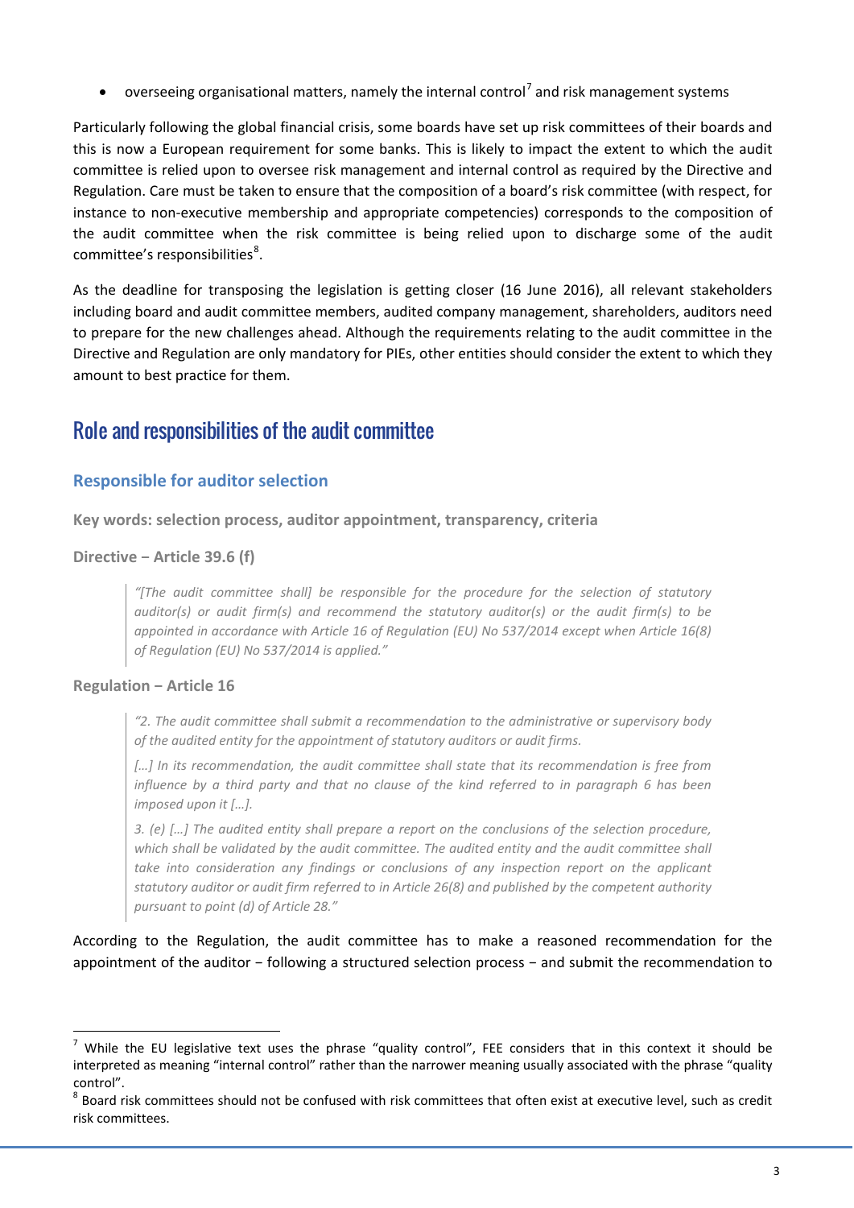- overseeing organisational matters, namely the internal control[7] and risk management systems

Particularly following the global financial crisis, some boards have set up risk committees of their boards and this is now a European requirement for some banks. This is likely to impact the extent to which the audit committee is relied upon to oversee risk management and internal control as required by the Directive and Regulation. Care must be taken to ensure that the composition of a board's risk committee (with respect, for instance to non-executive membership and appropriate competencies) corresponds to the composition of the audit committee when the risk committee is being relied upon to discharge some of the audit committee's responsibilities[8].

As the deadline for transposing the legislation is getting closer (16 June 2016), all relevant stakeholders including board and audit committee members, audited company management, shareholders, auditors need to prepare for the new challenges ahead. Although the requirements relating to the audit committee in the Directive and Regulation are only mandatory for PIEs, other entities should consider the extent to which they amount to best practice for them.

## Role and responsibilities of the audit committee

### Responsible for auditor selection

**Key words: selection process, auditor appointment, transparency, criteria**

**Directive – Article 39.6 (f)**

> *"[The audit committee shall] be responsible for the procedure for the selection of statutory auditor(s) or audit firm(s) and recommend the statutory auditor(s) or the audit firm(s) to be appointed in accordance with Article 16 of Regulation (EU) No 537/2014 except when Article 16(8) of Regulation (EU) No 537/2014 is applied."*

**Regulation – Article 16**

> *"2. The audit committee shall submit a recommendation to the administrative or supervisory body of the audited entity for the appointment of statutory auditors or audit firms.*
>
> *[…] In its recommendation, the audit committee shall state that its recommendation is free from influence by a third party and that no clause of the kind referred to in paragraph 6 has been imposed upon it […].*
>
> *3. (e) […] The audited entity shall prepare a report on the conclusions of the selection procedure, which shall be validated by the audit committee. The audited entity and the audit committee shall take into consideration any findings or conclusions of any inspection report on the applicant statutory auditor or audit firm referred to in Article 26(8) and published by the competent authority pursuant to point (d) of Article 28."*

According to the Regulation, the audit committee has to make a reasoned recommendation for the appointment of the auditor − following a structured selection process − and submit the recommendation to

---

[7] While the EU legislative text uses the phrase "quality control", FEE considers that in this context it should be interpreted as meaning "internal control" rather than the narrower meaning usually associated with the phrase "quality control".

[8] Board risk committees should not be confused with risk committees that often exist at executive level, such as credit risk committees.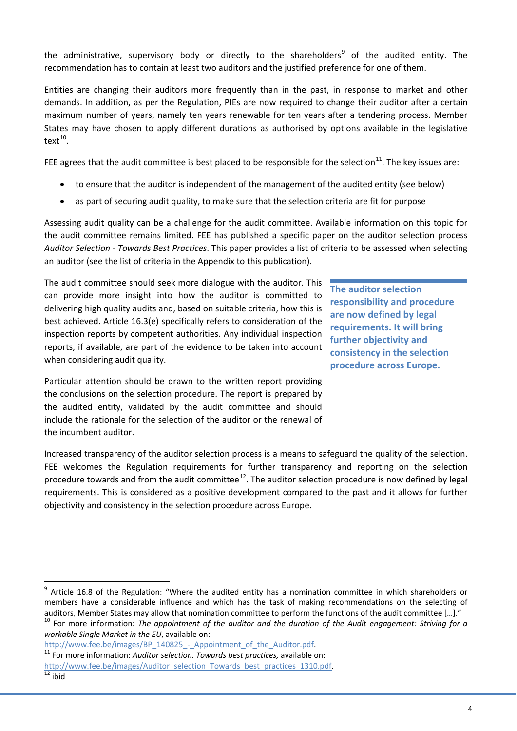the administrative, supervisory body or directly to the shareholders[9] of the audited entity. The recommendation has to contain at least two auditors and the justified preference for one of them.

Entities are changing their auditors more frequently than in the past, in response to market and other demands. In addition, as per the Regulation, PIEs are now required to change their auditor after a certain maximum number of years, namely ten years renewable for ten years after a tendering process. Member States may have chosen to apply different durations as authorised by options available in the legislative text[10].

FEE agrees that the audit committee is best placed to be responsible for the selection[11]. The key issues are:

- to ensure that the auditor is independent of the management of the audited entity (see below)
- as part of securing audit quality, to make sure that the selection criteria are fit for purpose

Assessing audit quality can be a challenge for the audit committee. Available information on this topic for the audit committee remains limited. FEE has published a specific paper on the auditor selection process *Auditor Selection - Towards Best Practices*. This paper provides a list of criteria to be assessed when selecting an auditor (see the list of criteria in the Appendix to this publication).

The audit committee should seek more dialogue with the auditor. This can provide more insight into how the auditor is committed to delivering high quality audits and, based on suitable criteria, how this is best achieved. Article 16.3(e) specifically refers to consideration of the inspection reports by competent authorities. Any individual inspection reports, if available, are part of the evidence to be taken into account when considering audit quality.

**The auditor selection responsibility and procedure are now defined by legal requirements. It will bring further objectivity and consistency in the selection procedure across Europe.**

Particular attention should be drawn to the written report providing the conclusions on the selection procedure. The report is prepared by the audited entity, validated by the audit committee and should include the rationale for the selection of the auditor or the renewal of the incumbent auditor.

Increased transparency of the auditor selection process is a means to safeguard the quality of the selection. FEE welcomes the Regulation requirements for further transparency and reporting on the selection procedure towards and from the audit committee[12]. The auditor selection procedure is now defined by legal requirements. This is considered as a positive development compared to the past and it allows for further objectivity and consistency in the selection procedure across Europe.

---

[9] Article 16.8 of the Regulation: "Where the audited entity has a nomination committee in which shareholders or members have a considerable influence and which has the task of making recommendations on the selecting of auditors, Member States may allow that nomination committee to perform the functions of the audit committee […]."

[10] For more information: *The appointment of the auditor and the duration of the Audit engagement: Striving for a workable Single Market in the EU*, available on: http://www.fee.be/images/BP_140825_-_Appointment_of_the_Auditor.pdf.

[11] For more information: *Auditor selection. Towards best practices,* available on: http://www.fee.be/images/Auditor_selection_Towards_best_practices_1310.pdf.

[12] ibid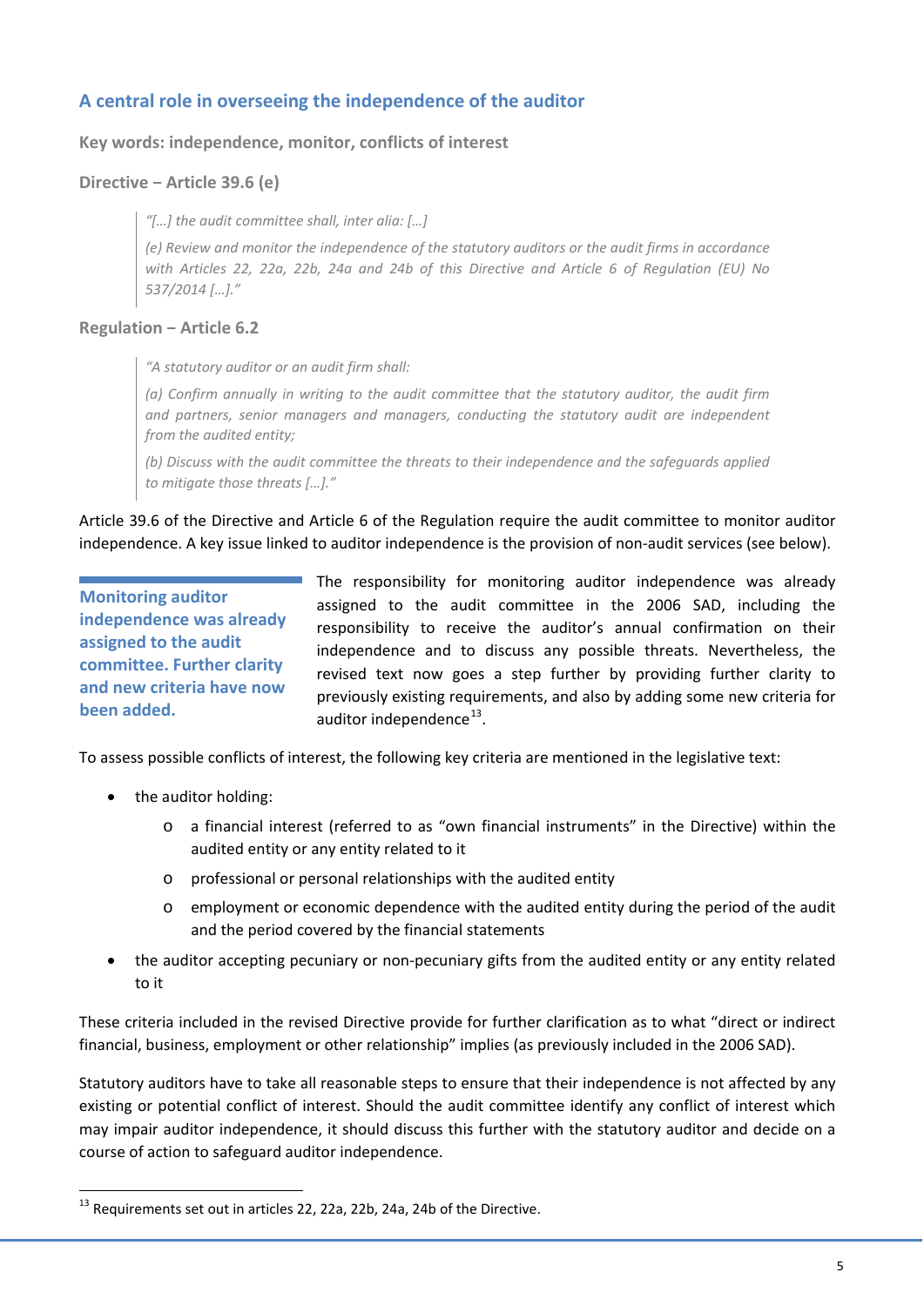## A central role in overseeing the independence of the auditor

**Key words: independence, monitor, conflicts of interest**

**Directive – Article 39.6 (e)**

> *"[…] the audit committee shall, inter alia: […]*
>
> *(e) Review and monitor the independence of the statutory auditors or the audit firms in accordance with Articles 22, 22a, 22b, 24a and 24b of this Directive and Article 6 of Regulation (EU) No 537/2014 […]."*

**Regulation – Article 6.2**

> *"A statutory auditor or an audit firm shall:*
>
> *(a) Confirm annually in writing to the audit committee that the statutory auditor, the audit firm and partners, senior managers and managers, conducting the statutory audit are independent from the audited entity;*
>
> *(b) Discuss with the audit committee the threats to their independence and the safeguards applied to mitigate those threats […]."*

Article 39.6 of the Directive and Article 6 of the Regulation require the audit committee to monitor auditor independence. A key issue linked to auditor independence is the provision of non-audit services (see below).

**Monitoring auditor independence was already assigned to the audit committee. Further clarity and new criteria have now been added.**

The responsibility for monitoring auditor independence was already assigned to the audit committee in the 2006 SAD, including the responsibility to receive the auditor's annual confirmation on their independence and to discuss any possible threats. Nevertheless, the revised text now goes a step further by providing further clarity to previously existing requirements, and also by adding some new criteria for auditor independence[13].

To assess possible conflicts of interest, the following key criteria are mentioned in the legislative text:

- the auditor holding:
  - a financial interest (referred to as "own financial instruments" in the Directive) within the audited entity or any entity related to it
  - professional or personal relationships with the audited entity
  - employment or economic dependence with the audited entity during the period of the audit and the period covered by the financial statements
- the auditor accepting pecuniary or non-pecuniary gifts from the audited entity or any entity related to it

These criteria included in the revised Directive provide for further clarification as to what "direct or indirect financial, business, employment or other relationship" implies (as previously included in the 2006 SAD).

Statutory auditors have to take all reasonable steps to ensure that their independence is not affected by any existing or potential conflict of interest. Should the audit committee identify any conflict of interest which may impair auditor independence, it should discuss this further with the statutory auditor and decide on a course of action to safeguard auditor independence.

---

[13] Requirements set out in articles 22, 22a, 22b, 24a, 24b of the Directive.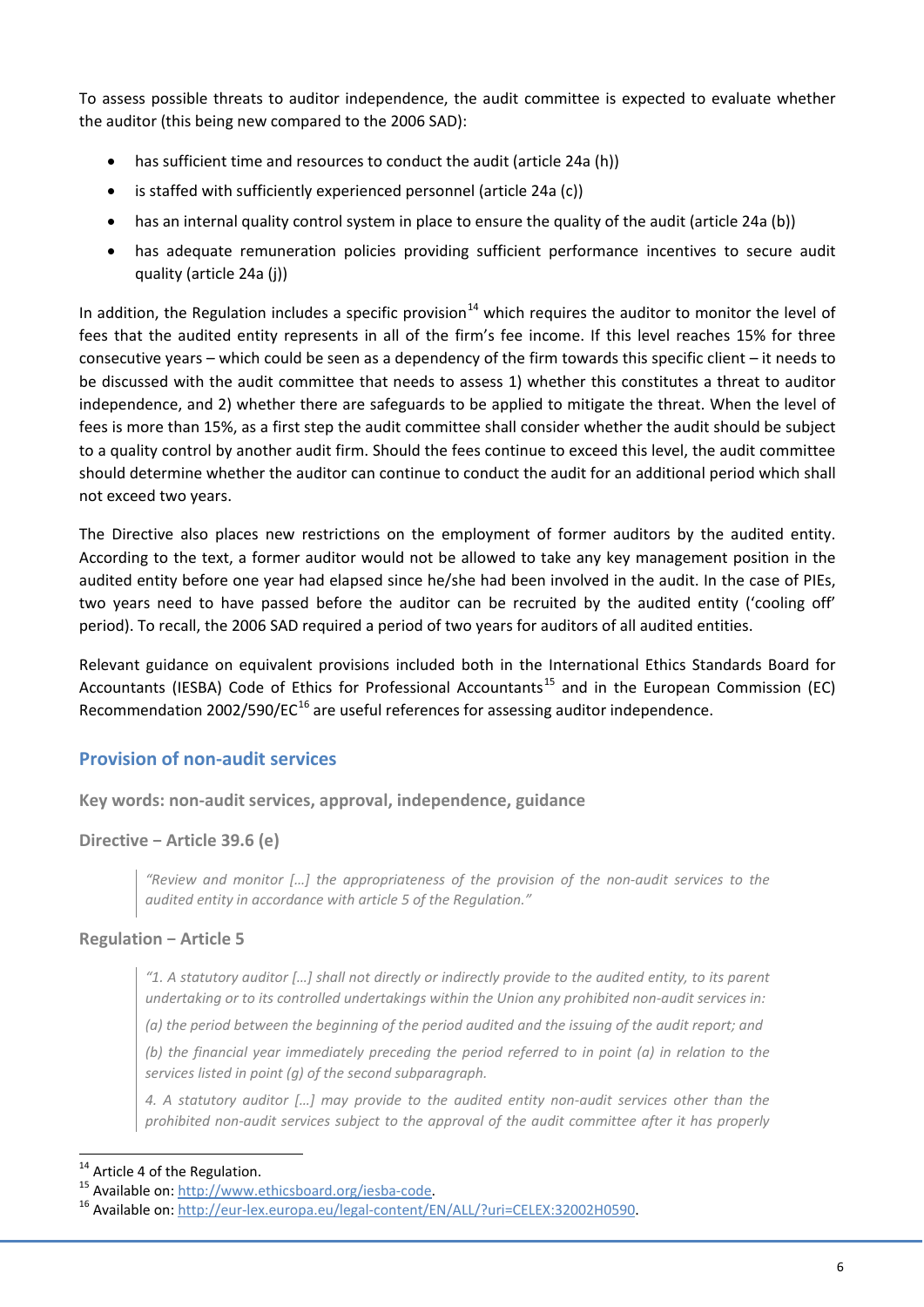To assess possible threats to auditor independence, the audit committee is expected to evaluate whether the auditor (this being new compared to the 2006 SAD):

- has sufficient time and resources to conduct the audit (article 24a (h))
- is staffed with sufficiently experienced personnel (article 24a (c))
- has an internal quality control system in place to ensure the quality of the audit (article 24a (b))
- has adequate remuneration policies providing sufficient performance incentives to secure audit quality (article 24a (j))

In addition, the Regulation includes a specific provision[14] which requires the auditor to monitor the level of fees that the audited entity represents in all of the firm's fee income. If this level reaches 15% for three consecutive years – which could be seen as a dependency of the firm towards this specific client – it needs to be discussed with the audit committee that needs to assess 1) whether this constitutes a threat to auditor independence, and 2) whether there are safeguards to be applied to mitigate the threat. When the level of fees is more than 15%, as a first step the audit committee shall consider whether the audit should be subject to a quality control by another audit firm. Should the fees continue to exceed this level, the audit committee should determine whether the auditor can continue to conduct the audit for an additional period which shall not exceed two years.

The Directive also places new restrictions on the employment of former auditors by the audited entity. According to the text, a former auditor would not be allowed to take any key management position in the audited entity before one year had elapsed since he/she had been involved in the audit. In the case of PIEs, two years need to have passed before the auditor can be recruited by the audited entity ('cooling off' period). To recall, the 2006 SAD required a period of two years for auditors of all audited entities.

Relevant guidance on equivalent provisions included both in the International Ethics Standards Board for Accountants (IESBA) Code of Ethics for Professional Accountants[15] and in the European Commission (EC) Recommendation 2002/590/EC[16] are useful references for assessing auditor independence.

## Provision of non-audit services

**Key words: non-audit services, approval, independence, guidance**

**Directive – Article 39.6 (e)**

> *"Review and monitor […] the appropriateness of the provision of the non-audit services to the audited entity in accordance with article 5 of the Regulation."*

**Regulation – Article 5**

> *"1. A statutory auditor […] shall not directly or indirectly provide to the audited entity, to its parent undertaking or to its controlled undertakings within the Union any prohibited non-audit services in:*
>
> *(a) the period between the beginning of the period audited and the issuing of the audit report; and*
>
> *(b) the financial year immediately preceding the period referred to in point (a) in relation to the services listed in point (g) of the second subparagraph.*
>
> *4. A statutory auditor […] may provide to the audited entity non-audit services other than the prohibited non-audit services subject to the approval of the audit committee after it has properly*

---

[14] Article 4 of the Regulation.

[15] Available on: http://www.ethicsboard.org/iesba-code.

[16] Available on: http://eur-lex.europa.eu/legal-content/EN/ALL/?uri=CELEX:32002H0590.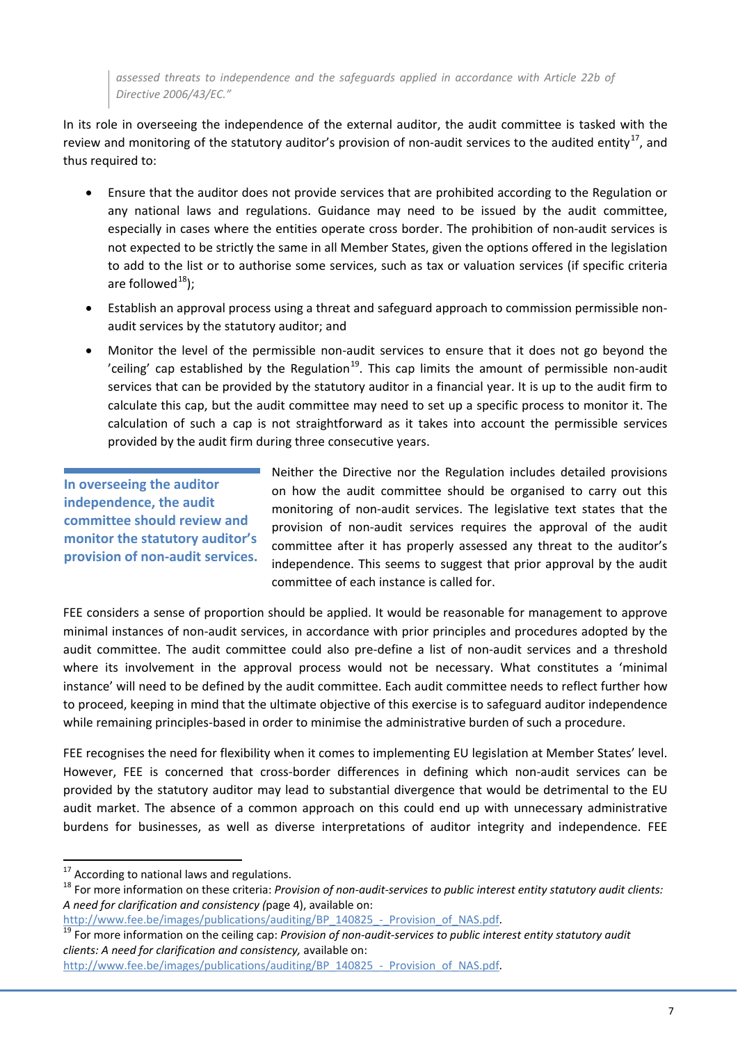> *assessed threats to independence and the safeguards applied in accordance with Article 22b of Directive 2006/43/EC."*

In its role in overseeing the independence of the external auditor, the audit committee is tasked with the review and monitoring of the statutory auditor's provision of non-audit services to the audited entity[17], and thus required to:

- Ensure that the auditor does not provide services that are prohibited according to the Regulation or any national laws and regulations. Guidance may need to be issued by the audit committee, especially in cases where the entities operate cross border. The prohibition of non-audit services is not expected to be strictly the same in all Member States, given the options offered in the legislation to add to the list or to authorise some services, such as tax or valuation services (if specific criteria are followed[18]);
- Establish an approval process using a threat and safeguard approach to commission permissible non-audit services by the statutory auditor; and
- Monitor the level of the permissible non-audit services to ensure that it does not go beyond the 'ceiling' cap established by the Regulation[19]. This cap limits the amount of permissible non-audit services that can be provided by the statutory auditor in a financial year. It is up to the audit firm to calculate this cap, but the audit committee may need to set up a specific process to monitor it. The calculation of such a cap is not straightforward as it takes into account the permissible services provided by the audit firm during three consecutive years.

**In overseeing the auditor independence, the audit committee should review and monitor the statutory auditor's provision of non-audit services.**

Neither the Directive nor the Regulation includes detailed provisions on how the audit committee should be organised to carry out this monitoring of non-audit services. The legislative text states that the provision of non-audit services requires the approval of the audit committee after it has properly assessed any threat to the auditor's independence. This seems to suggest that prior approval by the audit committee of each instance is called for.

FEE considers a sense of proportion should be applied. It would be reasonable for management to approve minimal instances of non-audit services, in accordance with prior principles and procedures adopted by the audit committee. The audit committee could also pre-define a list of non-audit services and a threshold where its involvement in the approval process would not be necessary. What constitutes a 'minimal instance' will need to be defined by the audit committee. Each audit committee needs to reflect further how to proceed, keeping in mind that the ultimate objective of this exercise is to safeguard auditor independence while remaining principles-based in order to minimise the administrative burden of such a procedure.

FEE recognises the need for flexibility when it comes to implementing EU legislation at Member States' level. However, FEE is concerned that cross-border differences in defining which non-audit services can be provided by the statutory auditor may lead to substantial divergence that would be detrimental to the EU audit market. The absence of a common approach on this could end up with unnecessary administrative burdens for businesses, as well as diverse interpretations of auditor integrity and independence. FEE

---

[17] According to national laws and regulations.

[18] For more information on these criteria: *Provision of non-audit-services to public interest entity statutory audit clients: A need for clarification and consistency (*page 4), available on: http://www.fee.be/images/publications/auditing/BP_140825_-_Provision_of_NAS.pdf.

[19] For more information on the ceiling cap: *Provision of non-audit-services to public interest entity statutory audit clients: A need for clarification and consistency,* available on: http://www.fee.be/images/publications/auditing/BP_140825_-_Provision_of_NAS.pdf.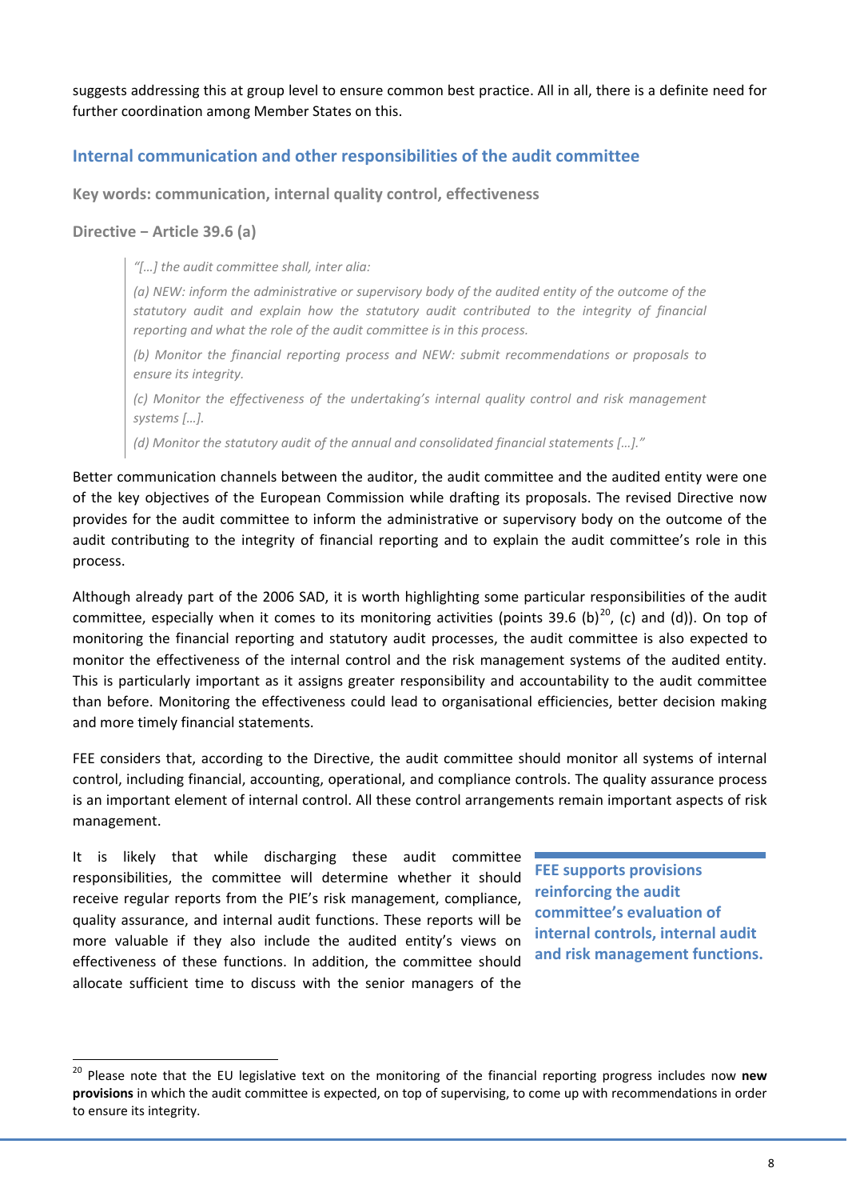suggests addressing this at group level to ensure common best practice. All in all, there is a definite need for further coordination among Member States on this.

## Internal communication and other responsibilities of the audit committee

**Key words: communication, internal quality control, effectiveness**

**Directive – Article 39.6 (a)**

> *"[…] the audit committee shall, inter alia:*
>
> *(a) NEW: inform the administrative or supervisory body of the audited entity of the outcome of the statutory audit and explain how the statutory audit contributed to the integrity of financial reporting and what the role of the audit committee is in this process.*
>
> *(b) Monitor the financial reporting process and NEW: submit recommendations or proposals to ensure its integrity.*
>
> *(c) Monitor the effectiveness of the undertaking's internal quality control and risk management systems […].*
>
> *(d) Monitor the statutory audit of the annual and consolidated financial statements […]."*

Better communication channels between the auditor, the audit committee and the audited entity were one of the key objectives of the European Commission while drafting its proposals. The revised Directive now provides for the audit committee to inform the administrative or supervisory body on the outcome of the audit contributing to the integrity of financial reporting and to explain the audit committee's role in this process.

Although already part of the 2006 SAD, it is worth highlighting some particular responsibilities of the audit committee, especially when it comes to its monitoring activities (points 39.6 (b)[20], (c) and (d)). On top of monitoring the financial reporting and statutory audit processes, the audit committee is also expected to monitor the effectiveness of the internal control and the risk management systems of the audited entity. This is particularly important as it assigns greater responsibility and accountability to the audit committee than before. Monitoring the effectiveness could lead to organisational efficiencies, better decision making and more timely financial statements.

FEE considers that, according to the Directive, the audit committee should monitor all systems of internal control, including financial, accounting, operational, and compliance controls. The quality assurance process is an important element of internal control. All these control arrangements remain important aspects of risk management.

**FEE supports provisions reinforcing the audit committee's evaluation of internal controls, internal audit and risk management functions.**

It is likely that while discharging these audit committee responsibilities, the committee will determine whether it should receive regular reports from the PIE's risk management, compliance, quality assurance, and internal audit functions. These reports will be more valuable if they also include the audited entity's views on effectiveness of these functions. In addition, the committee should allocate sufficient time to discuss with the senior managers of the

[20] Please note that the EU legislative text on the monitoring of the financial reporting progress includes now **new provisions** in which the audit committee is expected, on top of supervising, to come up with recommendations in order to ensure its integrity.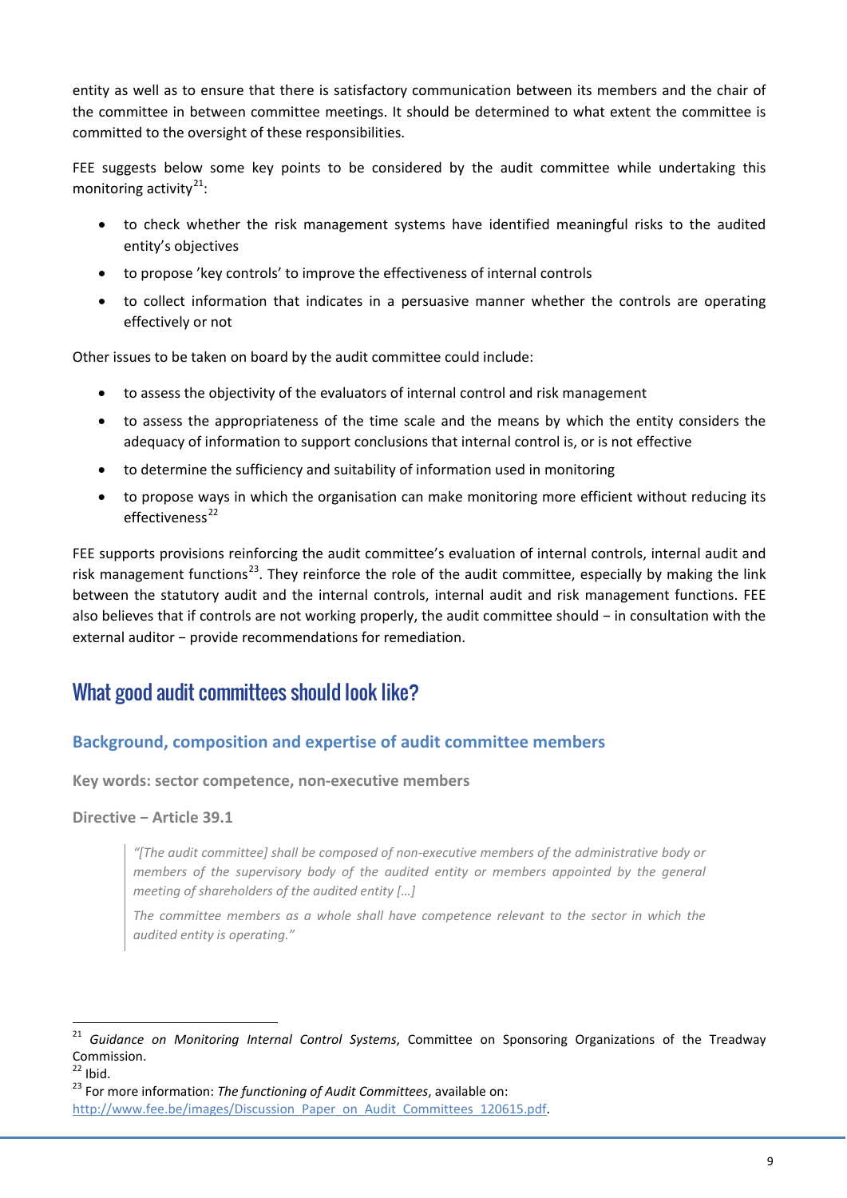entity as well as to ensure that there is satisfactory communication between its members and the chair of the committee in between committee meetings. It should be determined to what extent the committee is committed to the oversight of these responsibilities.

FEE suggests below some key points to be considered by the audit committee while undertaking this monitoring activity[21]:

- to check whether the risk management systems have identified meaningful risks to the audited entity's objectives
- to propose 'key controls' to improve the effectiveness of internal controls
- to collect information that indicates in a persuasive manner whether the controls are operating effectively or not

Other issues to be taken on board by the audit committee could include:

- to assess the objectivity of the evaluators of internal control and risk management
- to assess the appropriateness of the time scale and the means by which the entity considers the adequacy of information to support conclusions that internal control is, or is not effective
- to determine the sufficiency and suitability of information used in monitoring
- to propose ways in which the organisation can make monitoring more efficient without reducing its effectiveness[22]

FEE supports provisions reinforcing the audit committee's evaluation of internal controls, internal audit and risk management functions[23]. They reinforce the role of the audit committee, especially by making the link between the statutory audit and the internal controls, internal audit and risk management functions. FEE also believes that if controls are not working properly, the audit committee should − in consultation with the external auditor − provide recommendations for remediation.

## What good audit committees should look like?

### Background, composition and expertise of audit committee members

**Key words: sector competence, non-executive members**

**Directive − Article 39.1**

> *"[The audit committee] shall be composed of non-executive members of the administrative body or members of the supervisory body of the audited entity or members appointed by the general meeting of shareholders of the audited entity […]*
>
> *The committee members as a whole shall have competence relevant to the sector in which the audited entity is operating."*

---

[21] *Guidance on Monitoring Internal Control Systems*, Committee on Sponsoring Organizations of the Treadway Commission.

[22] Ibid.

[23] For more information: *The functioning of Audit Committees*, available on: http://www.fee.be/images/Discussion_Paper_on_Audit_Committees_120615.pdf.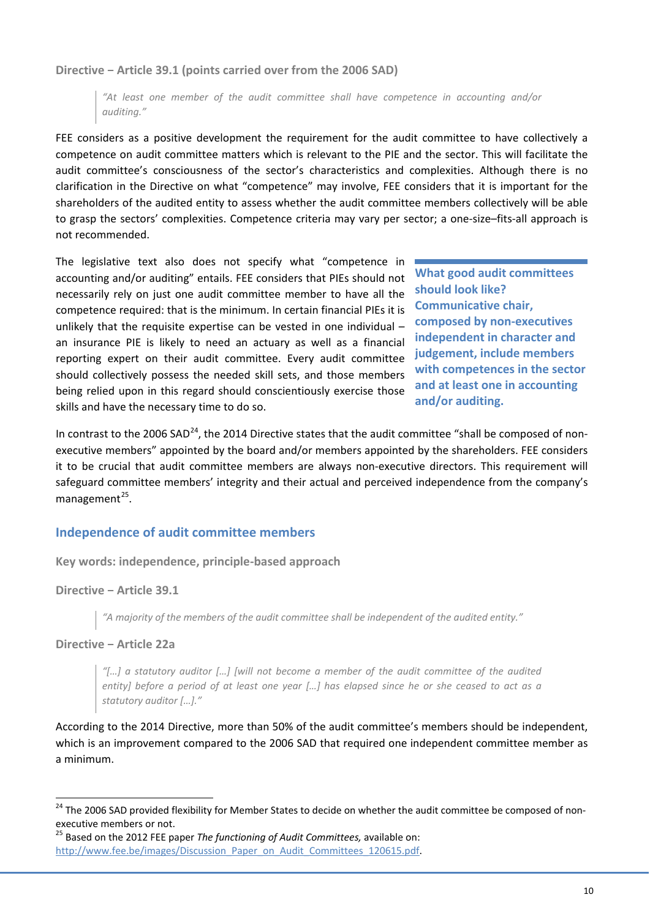**Directive – Article 39.1 (points carried over from the 2006 SAD)**

> *"At least one member of the audit committee shall have competence in accounting and/or auditing."*

FEE considers as a positive development the requirement for the audit committee to have collectively a competence on audit committee matters which is relevant to the PIE and the sector. This will facilitate the audit committee's consciousness of the sector's characteristics and complexities. Although there is no clarification in the Directive on what "competence" may involve, FEE considers that it is important for the shareholders of the audited entity to assess whether the audit committee members collectively will be able to grasp the sectors' complexities. Competence criteria may vary per sector; a one-size–fits-all approach is not recommended.

The legislative text also does not specify what "competence in accounting and/or auditing" entails. FEE considers that PIEs should not necessarily rely on just one audit committee member to have all the competence required: that is the minimum. In certain financial PIEs it is unlikely that the requisite expertise can be vested in one individual – an insurance PIE is likely to need an actuary as well as a financial reporting expert on their audit committee. Every audit committee should collectively possess the needed skill sets, and those members being relied upon in this regard should conscientiously exercise those skills and have the necessary time to do so.

**What good audit committees should look like? Communicative chair, composed by non-executives independent in character and judgement, include members with competences in the sector and at least one in accounting and/or auditing.**

In contrast to the 2006 SAD[24], the 2014 Directive states that the audit committee "shall be composed of non-executive members" appointed by the board and/or members appointed by the shareholders. FEE considers it to be crucial that audit committee members are always non-executive directors. This requirement will safeguard committee members' integrity and their actual and perceived independence from the company's management[25].

## Independence of audit committee members

**Key words: independence, principle-based approach**

**Directive – Article 39.1**

> *"A majority of the members of the audit committee shall be independent of the audited entity."*

**Directive – Article 22a**

> *"[…] a statutory auditor […] [will not become a member of the audit committee of the audited entity] before a period of at least one year […] has elapsed since he or she ceased to act as a statutory auditor […]."*

According to the 2014 Directive, more than 50% of the audit committee's members should be independent, which is an improvement compared to the 2006 SAD that required one independent committee member as a minimum.

---

[24] The 2006 SAD provided flexibility for Member States to decide on whether the audit committee be composed of non-executive members or not.

[25] Based on the 2012 FEE paper *The functioning of Audit Committees,* available on: http://www.fee.be/images/Discussion_Paper_on_Audit_Committees_120615.pdf.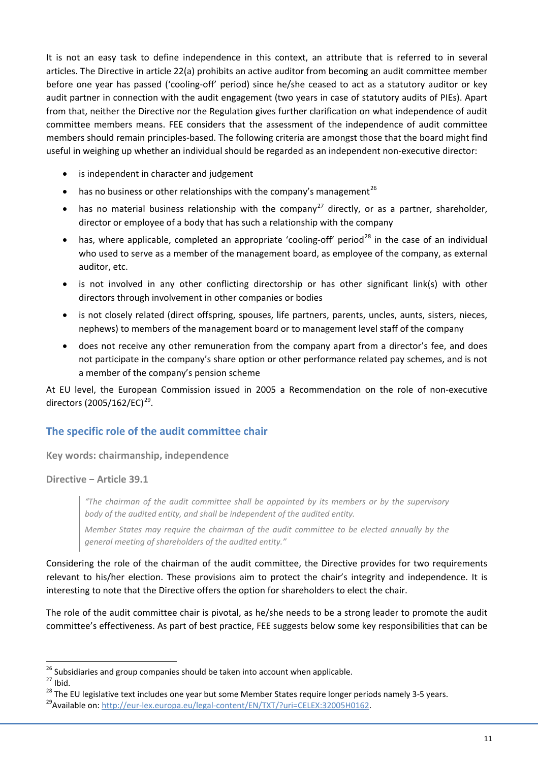It is not an easy task to define independence in this context, an attribute that is referred to in several articles. The Directive in article 22(a) prohibits an active auditor from becoming an audit committee member before one year has passed ('cooling-off' period) since he/she ceased to act as a statutory auditor or key audit partner in connection with the audit engagement (two years in case of statutory audits of PIEs). Apart from that, neither the Directive nor the Regulation gives further clarification on what independence of audit committee members means. FEE considers that the assessment of the independence of audit committee members should remain principles-based. The following criteria are amongst those that the board might find useful in weighing up whether an individual should be regarded as an independent non-executive director:

- is independent in character and judgement
- has no business or other relationships with the company's management[26]
- has no material business relationship with the company[27] directly, or as a partner, shareholder, director or employee of a body that has such a relationship with the company
- has, where applicable, completed an appropriate 'cooling-off' period[28] in the case of an individual who used to serve as a member of the management board, as employee of the company, as external auditor, etc.
- is not involved in any other conflicting directorship or has other significant link(s) with other directors through involvement in other companies or bodies
- is not closely related (direct offspring, spouses, life partners, parents, uncles, aunts, sisters, nieces, nephews) to members of the management board or to management level staff of the company
- does not receive any other remuneration from the company apart from a director's fee, and does not participate in the company's share option or other performance related pay schemes, and is not a member of the company's pension scheme

At EU level, the European Commission issued in 2005 a Recommendation on the role of non-executive directors (2005/162/EC)[29].

## The specific role of the audit committee chair

**Key words: chairmanship, independence**

**Directive – Article 39.1**

> *"The chairman of the audit committee shall be appointed by its members or by the supervisory body of the audited entity, and shall be independent of the audited entity.*
>
> *Member States may require the chairman of the audit committee to be elected annually by the general meeting of shareholders of the audited entity."*

Considering the role of the chairman of the audit committee, the Directive provides for two requirements relevant to his/her election. These provisions aim to protect the chair's integrity and independence. It is interesting to note that the Directive offers the option for shareholders to elect the chair.

The role of the audit committee chair is pivotal, as he/she needs to be a strong leader to promote the audit committee's effectiveness. As part of best practice, FEE suggests below some key responsibilities that can be

---

[26] Subsidiaries and group companies should be taken into account when applicable.

[27] Ibid.

[28] The EU legislative text includes one year but some Member States require longer periods namely 3-5 years.

[29] Available on: http://eur-lex.europa.eu/legal-content/EN/TXT/?uri=CELEX:32005H0162.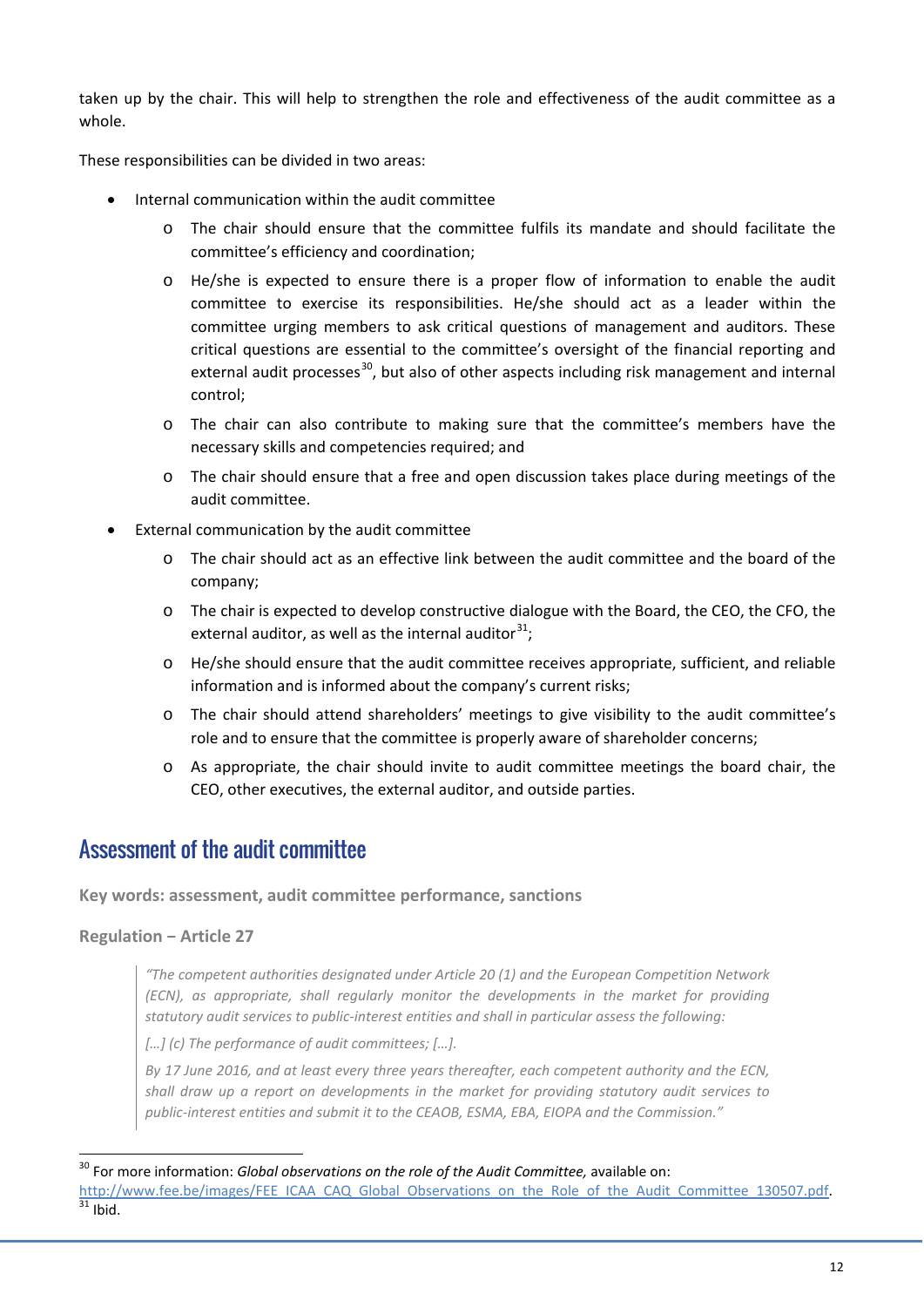taken up by the chair. This will help to strengthen the role and effectiveness of the audit committee as a whole.

These responsibilities can be divided in two areas:

- Internal communication within the audit committee
  - The chair should ensure that the committee fulfils its mandate and should facilitate the committee's efficiency and coordination;
  - He/she is expected to ensure there is a proper flow of information to enable the audit committee to exercise its responsibilities. He/she should act as a leader within the committee urging members to ask critical questions of management and auditors. These critical questions are essential to the committee's oversight of the financial reporting and external audit processes[30], but also of other aspects including risk management and internal control;
  - The chair can also contribute to making sure that the committee's members have the necessary skills and competencies required; and
  - The chair should ensure that a free and open discussion takes place during meetings of the audit committee.
- External communication by the audit committee
  - The chair should act as an effective link between the audit committee and the board of the company;
  - The chair is expected to develop constructive dialogue with the Board, the CEO, the CFO, the external auditor, as well as the internal auditor[31];
  - He/she should ensure that the audit committee receives appropriate, sufficient, and reliable information and is informed about the company's current risks;
  - The chair should attend shareholders' meetings to give visibility to the audit committee's role and to ensure that the committee is properly aware of shareholder concerns;
  - As appropriate, the chair should invite to audit committee meetings the board chair, the CEO, other executives, the external auditor, and outside parties.

## Assessment of the audit committee

**Key words: assessment, audit committee performance, sanctions**

**Regulation – Article 27**

> *"The competent authorities designated under Article 20 (1) and the European Competition Network (ECN), as appropriate, shall regularly monitor the developments in the market for providing statutory audit services to public-interest entities and shall in particular assess the following:*
>
> *[…] (c) The performance of audit committees; […].*
>
> *By 17 June 2016, and at least every three years thereafter, each competent authority and the ECN, shall draw up a report on developments in the market for providing statutory audit services to public-interest entities and submit it to the CEAOB, ESMA, EBA, EIOPA and the Commission."*

---

[30] For more information: *Global observations on the role of the Audit Committee,* available on: http://www.fee.be/images/FEE_ICAA_CAQ_Global_Observations_on_the_Role_of_the_Audit_Committee_130507.pdf.

[31] Ibid.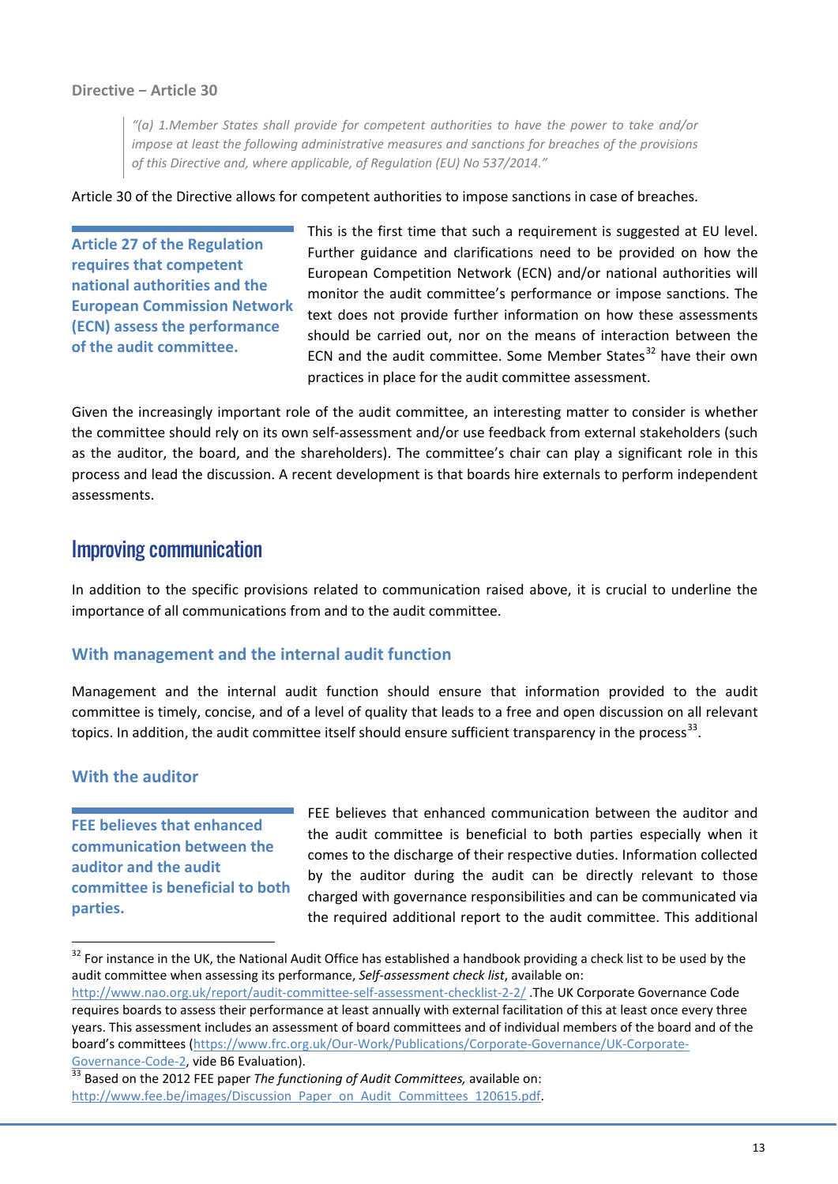**Directive – Article 30**

> *"(a) 1.Member States shall provide for competent authorities to have the power to take and/or impose at least the following administrative measures and sanctions for breaches of the provisions of this Directive and, where applicable, of Regulation (EU) No 537/2014."*

Article 30 of the Directive allows for competent authorities to impose sanctions in case of breaches.

**Article 27 of the Regulation requires that competent national authorities and the European Commission Network (ECN) assess the performance of the audit committee.**

This is the first time that such a requirement is suggested at EU level. Further guidance and clarifications need to be provided on how the European Competition Network (ECN) and/or national authorities will monitor the audit committee's performance or impose sanctions. The text does not provide further information on how these assessments should be carried out, nor on the means of interaction between the ECN and the audit committee. Some Member States[32] have their own practices in place for the audit committee assessment.

Given the increasingly important role of the audit committee, an interesting matter to consider is whether the committee should rely on its own self-assessment and/or use feedback from external stakeholders (such as the auditor, the board, and the shareholders). The committee's chair can play a significant role in this process and lead the discussion. A recent development is that boards hire externals to perform independent assessments.

## Improving communication

In addition to the specific provisions related to communication raised above, it is crucial to underline the importance of all communications from and to the audit committee.

### With management and the internal audit function

Management and the internal audit function should ensure that information provided to the audit committee is timely, concise, and of a level of quality that leads to a free and open discussion on all relevant topics. In addition, the audit committee itself should ensure sufficient transparency in the process[33].

### With the auditor

**FEE believes that enhanced communication between the auditor and the audit committee is beneficial to both parties.**

FEE believes that enhanced communication between the auditor and the audit committee is beneficial to both parties especially when it comes to the discharge of their respective duties. Information collected by the auditor during the audit can be directly relevant to those charged with governance responsibilities and can be communicated via the required additional report to the audit committee. This additional

---

[32] For instance in the UK, the National Audit Office has established a handbook providing a check list to be used by the audit committee when assessing its performance, *Self-assessment check list*, available on: http://www.nao.org.uk/report/audit-committee-self-assessment-checklist-2-2/ .The UK Corporate Governance Code requires boards to assess their performance at least annually with external facilitation of this at least once every three years. This assessment includes an assessment of board committees and of individual members of the board and of the board's committees (https://www.frc.org.uk/Our-Work/Publications/Corporate-Governance/UK-Corporate-Governance-Code-2, vide B6 Evaluation).

[33] Based on the 2012 FEE paper *The functioning of Audit Committees,* available on: http://www.fee.be/images/Discussion_Paper_on_Audit_Committees_120615.pdf.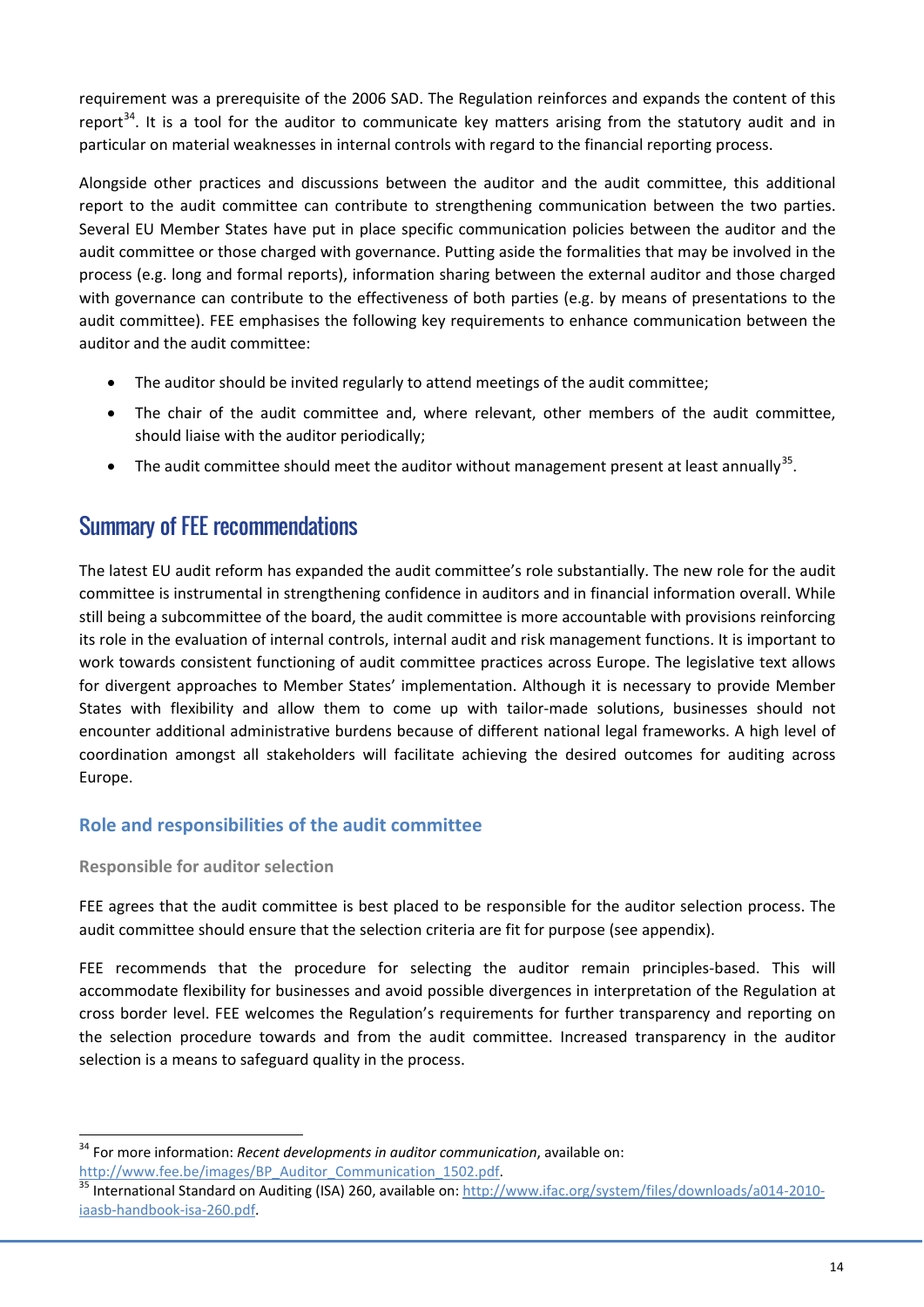requirement was a prerequisite of the 2006 SAD. The Regulation reinforces and expands the content of this report[34]. It is a tool for the auditor to communicate key matters arising from the statutory audit and in particular on material weaknesses in internal controls with regard to the financial reporting process.

Alongside other practices and discussions between the auditor and the audit committee, this additional report to the audit committee can contribute to strengthening communication between the two parties. Several EU Member States have put in place specific communication policies between the auditor and the audit committee or those charged with governance. Putting aside the formalities that may be involved in the process (e.g. long and formal reports), information sharing between the external auditor and those charged with governance can contribute to the effectiveness of both parties (e.g. by means of presentations to the audit committee). FEE emphasises the following key requirements to enhance communication between the auditor and the audit committee:

- The auditor should be invited regularly to attend meetings of the audit committee;
- The chair of the audit committee and, where relevant, other members of the audit committee, should liaise with the auditor periodically;
- The audit committee should meet the auditor without management present at least annually[35].

## Summary of FEE recommendations

The latest EU audit reform has expanded the audit committee's role substantially. The new role for the audit committee is instrumental in strengthening confidence in auditors and in financial information overall. While still being a subcommittee of the board, the audit committee is more accountable with provisions reinforcing its role in the evaluation of internal controls, internal audit and risk management functions. It is important to work towards consistent functioning of audit committee practices across Europe. The legislative text allows for divergent approaches to Member States' implementation. Although it is necessary to provide Member States with flexibility and allow them to come up with tailor-made solutions, businesses should not encounter additional administrative burdens because of different national legal frameworks. A high level of coordination amongst all stakeholders will facilitate achieving the desired outcomes for auditing across Europe.

### Role and responsibilities of the audit committee

#### Responsible for auditor selection

FEE agrees that the audit committee is best placed to be responsible for the auditor selection process. The audit committee should ensure that the selection criteria are fit for purpose (see appendix).

FEE recommends that the procedure for selecting the auditor remain principles-based. This will accommodate flexibility for businesses and avoid possible divergences in interpretation of the Regulation at cross border level. FEE welcomes the Regulation's requirements for further transparency and reporting on the selection procedure towards and from the audit committee. Increased transparency in the auditor selection is a means to safeguard quality in the process.

---

[34] For more information: *Recent developments in auditor communication*, available on: http://www.fee.be/images/BP_Auditor_Communication_1502.pdf.

[35] International Standard on Auditing (ISA) 260, available on: http://www.ifac.org/system/files/downloads/a014-2010-iaasb-handbook-isa-260.pdf.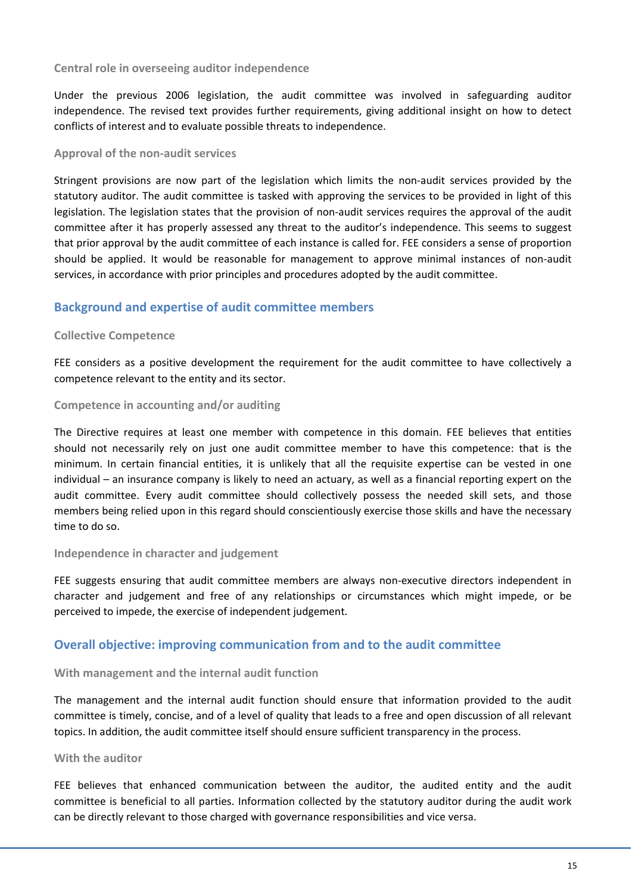### Central role in overseeing auditor independence

Under the previous 2006 legislation, the audit committee was involved in safeguarding auditor independence. The revised text provides further requirements, giving additional insight on how to detect conflicts of interest and to evaluate possible threats to independence.

### Approval of the non-audit services

Stringent provisions are now part of the legislation which limits the non-audit services provided by the statutory auditor. The audit committee is tasked with approving the services to be provided in light of this legislation. The legislation states that the provision of non-audit services requires the approval of the audit committee after it has properly assessed any threat to the auditor's independence. This seems to suggest that prior approval by the audit committee of each instance is called for. FEE considers a sense of proportion should be applied. It would be reasonable for management to approve minimal instances of non-audit services, in accordance with prior principles and procedures adopted by the audit committee.

## Background and expertise of audit committee members

### Collective Competence

FEE considers as a positive development the requirement for the audit committee to have collectively a competence relevant to the entity and its sector.

### Competence in accounting and/or auditing

The Directive requires at least one member with competence in this domain. FEE believes that entities should not necessarily rely on just one audit committee member to have this competence: that is the minimum. In certain financial entities, it is unlikely that all the requisite expertise can be vested in one individual – an insurance company is likely to need an actuary, as well as a financial reporting expert on the audit committee. Every audit committee should collectively possess the needed skill sets, and those members being relied upon in this regard should conscientiously exercise those skills and have the necessary time to do so.

### Independence in character and judgement

FEE suggests ensuring that audit committee members are always non-executive directors independent in character and judgement and free of any relationships or circumstances which might impede, or be perceived to impede, the exercise of independent judgement.

## Overall objective: improving communication from and to the audit committee

### With management and the internal audit function

The management and the internal audit function should ensure that information provided to the audit committee is timely, concise, and of a level of quality that leads to a free and open discussion of all relevant topics. In addition, the audit committee itself should ensure sufficient transparency in the process.

### With the auditor

FEE believes that enhanced communication between the auditor, the audited entity and the audit committee is beneficial to all parties. Information collected by the statutory auditor during the audit work can be directly relevant to those charged with governance responsibilities and vice versa.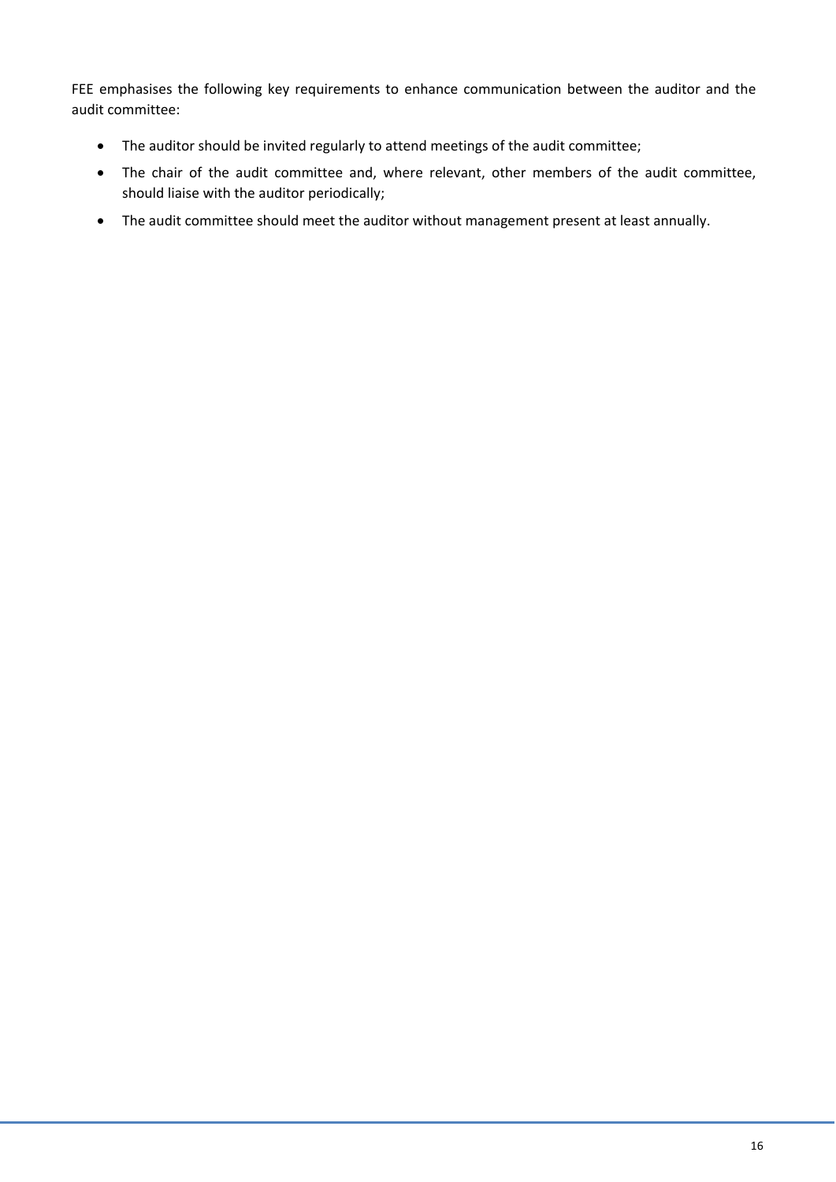FEE emphasises the following key requirements to enhance communication between the auditor and the audit committee:

- The auditor should be invited regularly to attend meetings of the audit committee;
- The chair of the audit committee and, where relevant, other members of the audit committee, should liaise with the auditor periodically;
- The audit committee should meet the auditor without management present at least annually.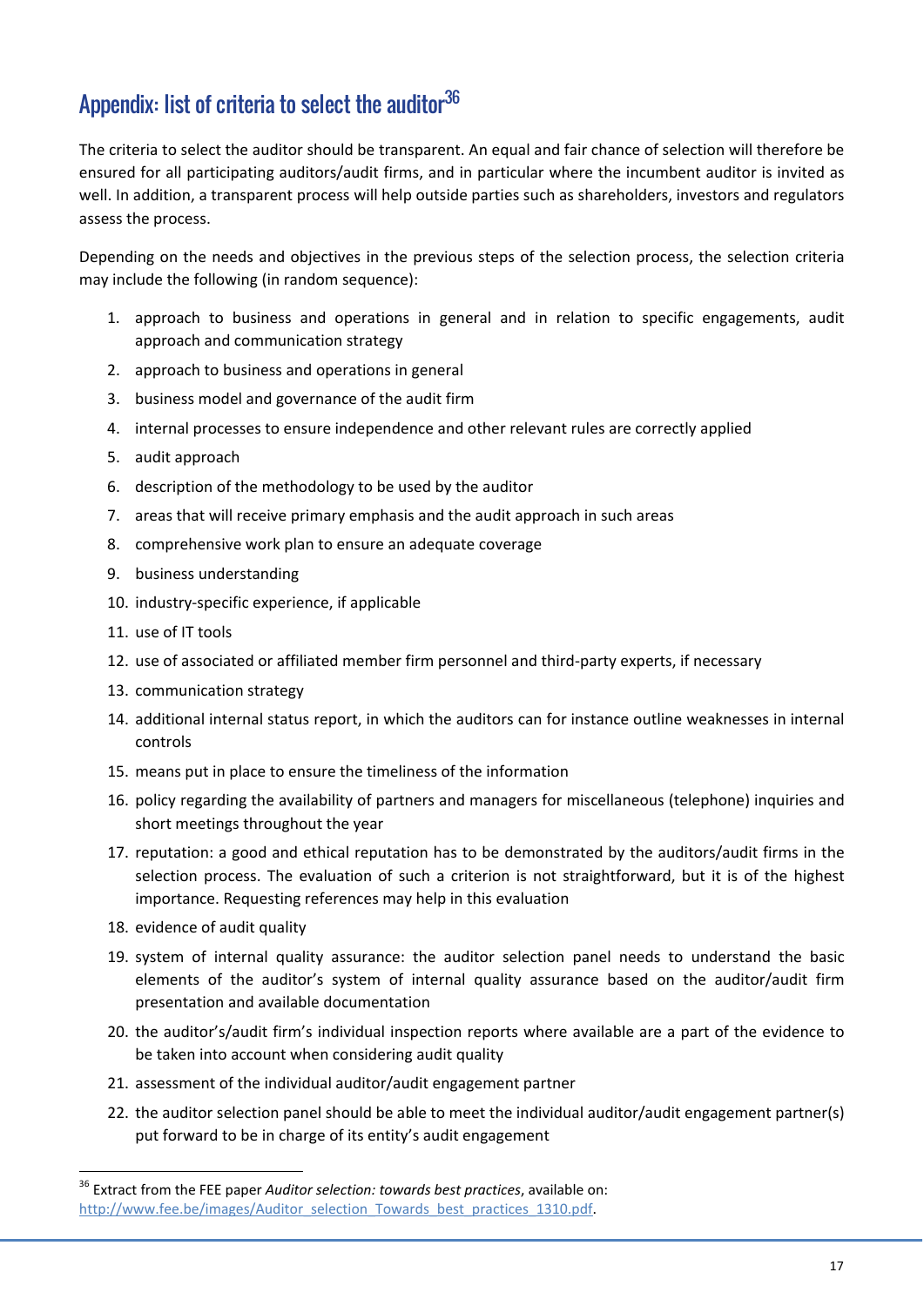# Appendix: list of criteria to select the auditor[36]

The criteria to select the auditor should be transparent. An equal and fair chance of selection will therefore be ensured for all participating auditors/audit firms, and in particular where the incumbent auditor is invited as well. In addition, a transparent process will help outside parties such as shareholders, investors and regulators assess the process.

Depending on the needs and objectives in the previous steps of the selection process, the selection criteria may include the following (in random sequence):

1. approach to business and operations in general and in relation to specific engagements, audit approach and communication strategy
2. approach to business and operations in general
3. business model and governance of the audit firm
4. internal processes to ensure independence and other relevant rules are correctly applied
5. audit approach
6. description of the methodology to be used by the auditor
7. areas that will receive primary emphasis and the audit approach in such areas
8. comprehensive work plan to ensure an adequate coverage
9. business understanding
10. industry-specific experience, if applicable
11. use of IT tools
12. use of associated or affiliated member firm personnel and third-party experts, if necessary
13. communication strategy
14. additional internal status report, in which the auditors can for instance outline weaknesses in internal controls
15. means put in place to ensure the timeliness of the information
16. policy regarding the availability of partners and managers for miscellaneous (telephone) inquiries and short meetings throughout the year
17. reputation: a good and ethical reputation has to be demonstrated by the auditors/audit firms in the selection process. The evaluation of such a criterion is not straightforward, but it is of the highest importance. Requesting references may help in this evaluation
18. evidence of audit quality
19. system of internal quality assurance: the auditor selection panel needs to understand the basic elements of the auditor's system of internal quality assurance based on the auditor/audit firm presentation and available documentation
20. the auditor's/audit firm's individual inspection reports where available are a part of the evidence to be taken into account when considering audit quality
21. assessment of the individual auditor/audit engagement partner
22. the auditor selection panel should be able to meet the individual auditor/audit engagement partner(s) put forward to be in charge of its entity's audit engagement

---

[36] Extract from the FEE paper *Auditor selection: towards best practices*, available on: http://www.fee.be/images/Auditor_selection_Towards_best_practices_1310.pdf.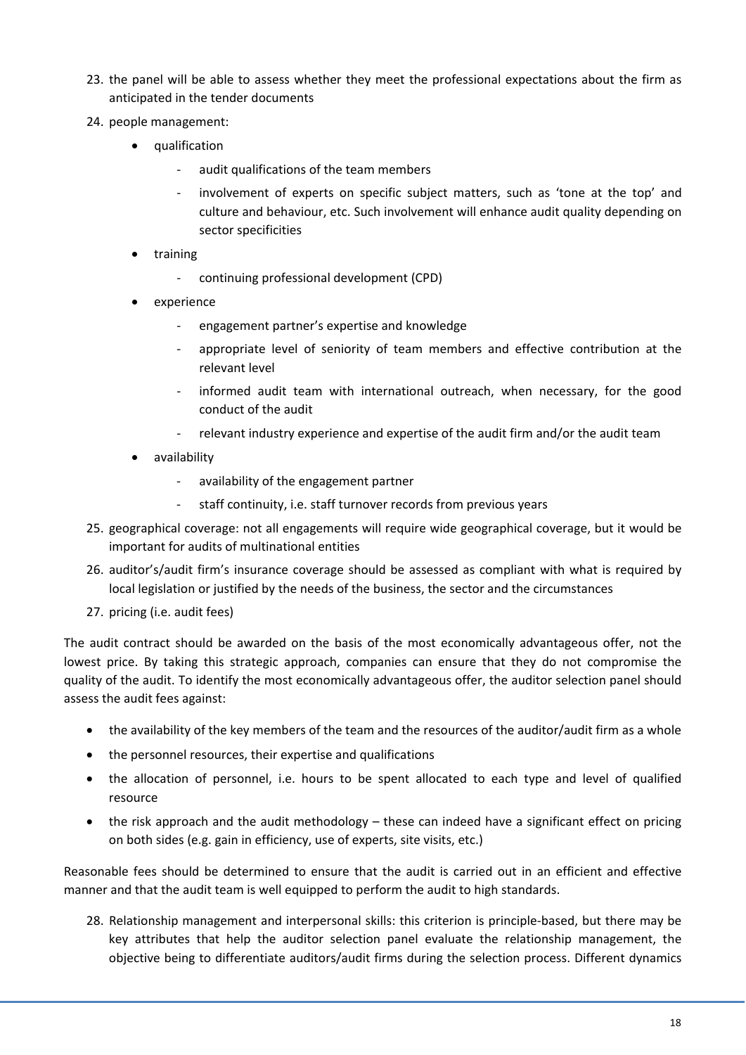23. the panel will be able to assess whether they meet the professional expectations about the firm as anticipated in the tender documents
24. people management:
    - qualification
        - audit qualifications of the team members
        - involvement of experts on specific subject matters, such as 'tone at the top' and culture and behaviour, etc. Such involvement will enhance audit quality depending on sector specificities
    - training
        - continuing professional development (CPD)
    - experience
        - engagement partner's expertise and knowledge
        - appropriate level of seniority of team members and effective contribution at the relevant level
        - informed audit team with international outreach, when necessary, for the good conduct of the audit
        - relevant industry experience and expertise of the audit firm and/or the audit team
    - availability
        - availability of the engagement partner
        - staff continuity, i.e. staff turnover records from previous years
25. geographical coverage: not all engagements will require wide geographical coverage, but it would be important for audits of multinational entities
26. auditor's/audit firm's insurance coverage should be assessed as compliant with what is required by local legislation or justified by the needs of the business, the sector and the circumstances
27. pricing (i.e. audit fees)

The audit contract should be awarded on the basis of the most economically advantageous offer, not the lowest price. By taking this strategic approach, companies can ensure that they do not compromise the quality of the audit. To identify the most economically advantageous offer, the auditor selection panel should assess the audit fees against:

- the availability of the key members of the team and the resources of the auditor/audit firm as a whole
- the personnel resources, their expertise and qualifications
- the allocation of personnel, i.e. hours to be spent allocated to each type and level of qualified resource
- the risk approach and the audit methodology – these can indeed have a significant effect on pricing on both sides (e.g. gain in efficiency, use of experts, site visits, etc.)

Reasonable fees should be determined to ensure that the audit is carried out in an efficient and effective manner and that the audit team is well equipped to perform the audit to high standards.

28. Relationship management and interpersonal skills: this criterion is principle-based, but there may be key attributes that help the auditor selection panel evaluate the relationship management, the objective being to differentiate auditors/audit firms during the selection process. Different dynamics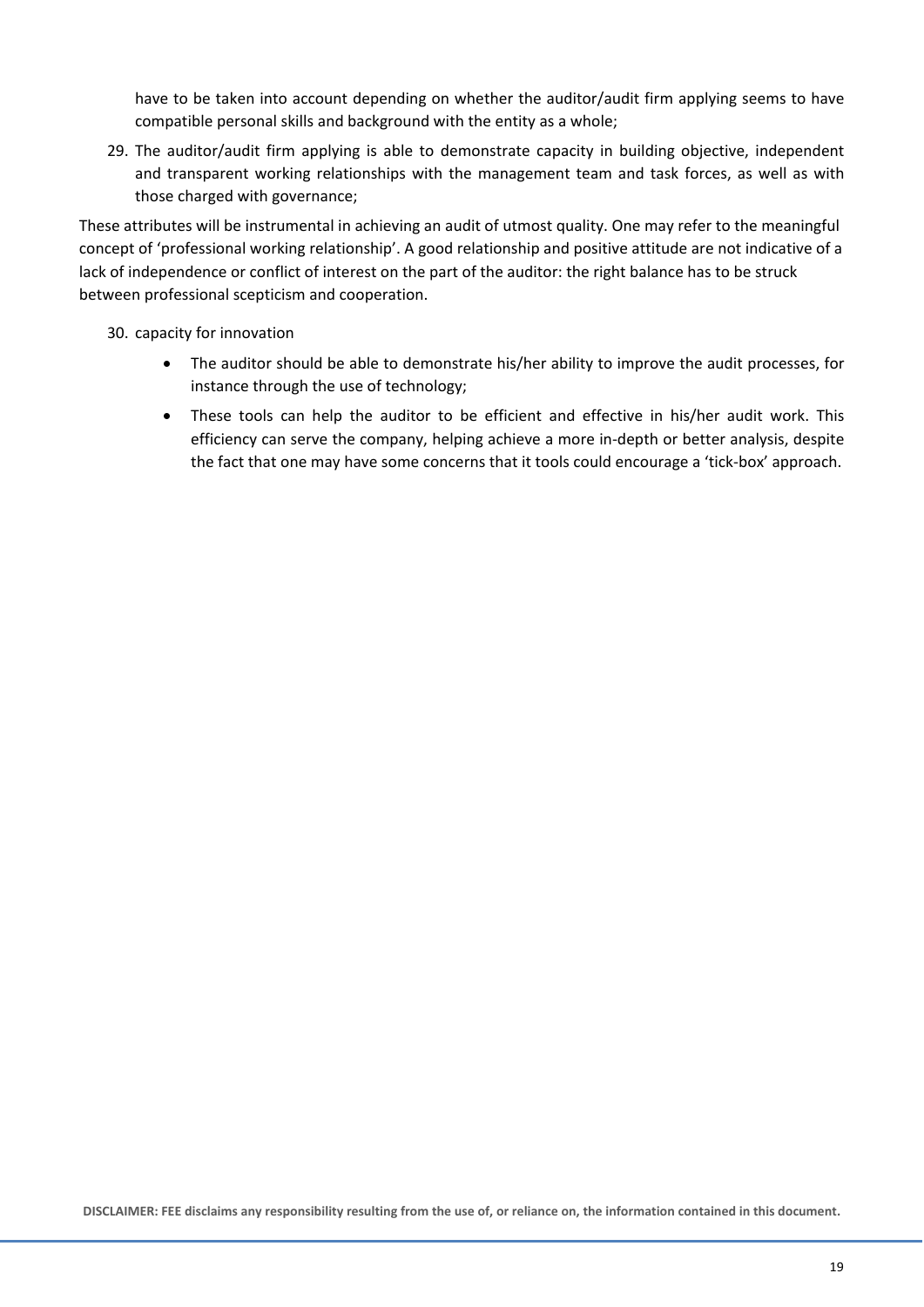have to be taken into account depending on whether the auditor/audit firm applying seems to have compatible personal skills and background with the entity as a whole;

29. The auditor/audit firm applying is able to demonstrate capacity in building objective, independent and transparent working relationships with the management team and task forces, as well as with those charged with governance;

These attributes will be instrumental in achieving an audit of utmost quality. One may refer to the meaningful concept of 'professional working relationship'. A good relationship and positive attitude are not indicative of a lack of independence or conflict of interest on the part of the auditor: the right balance has to be struck between professional scepticism and cooperation.

30. capacity for innovation
    - The auditor should be able to demonstrate his/her ability to improve the audit processes, for instance through the use of technology;
    - These tools can help the auditor to be efficient and effective in his/her audit work. This efficiency can serve the company, helping achieve a more in-depth or better analysis, despite the fact that one may have some concerns that it tools could encourage a 'tick-box' approach.

**DISCLAIMER: FEE disclaims any responsibility resulting from the use of, or reliance on, the information contained in this document.**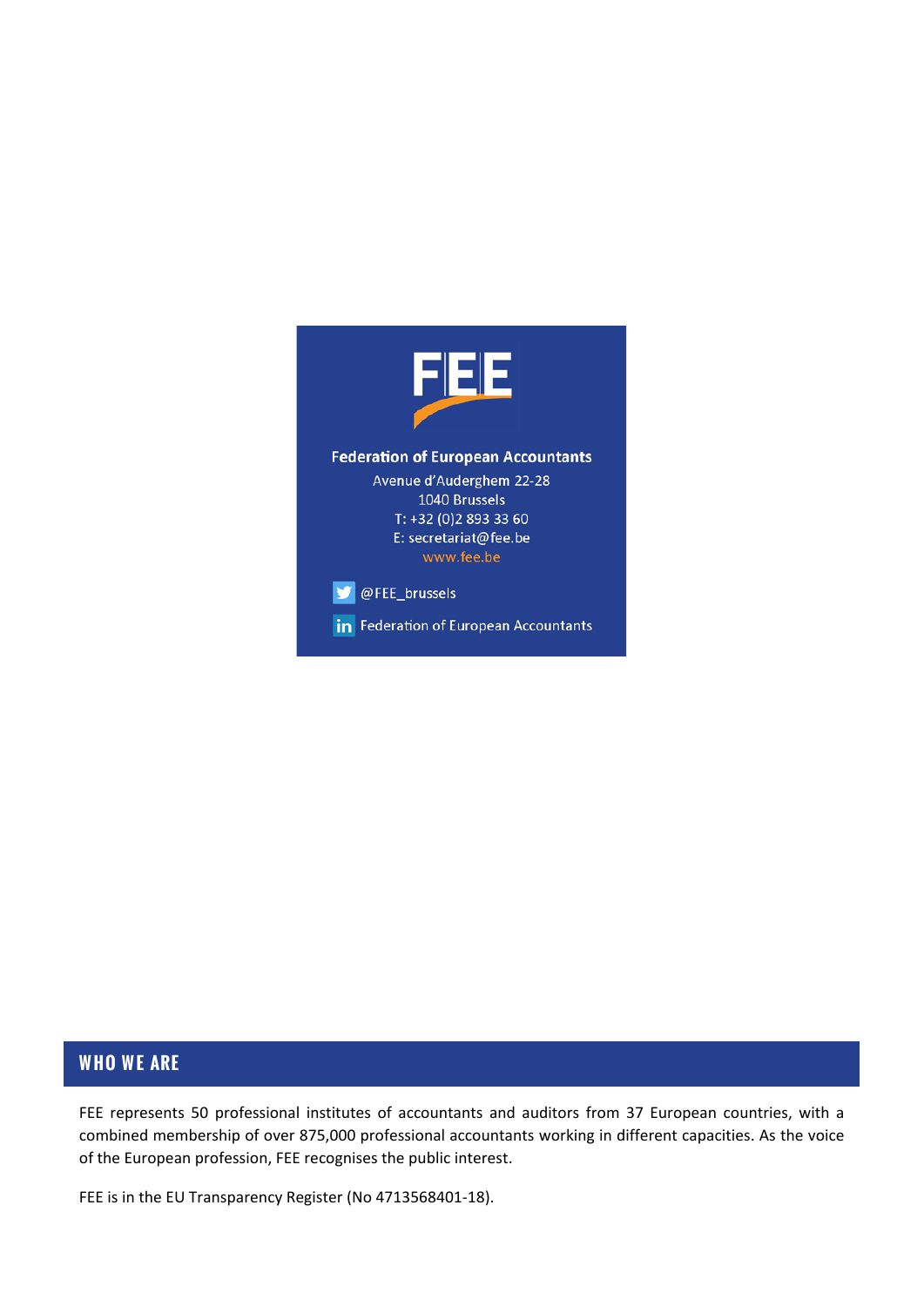**Federation of European Accountants**

Avenue d'Auderghem 22-28
1040 Brussels
T: +32 (0)2 893 33 60
E: secretariat@fee.be
www.fee.be

@FEE_brussels

Federation of European Accountants

## WHO WE ARE

FEE represents 50 professional institutes of accountants and auditors from 37 European countries, with a combined membership of over 875,000 professional accountants working in different capacities. As the voice of the European profession, FEE recognises the public interest.

FEE is in the EU Transparency Register (No 4713568401-18).